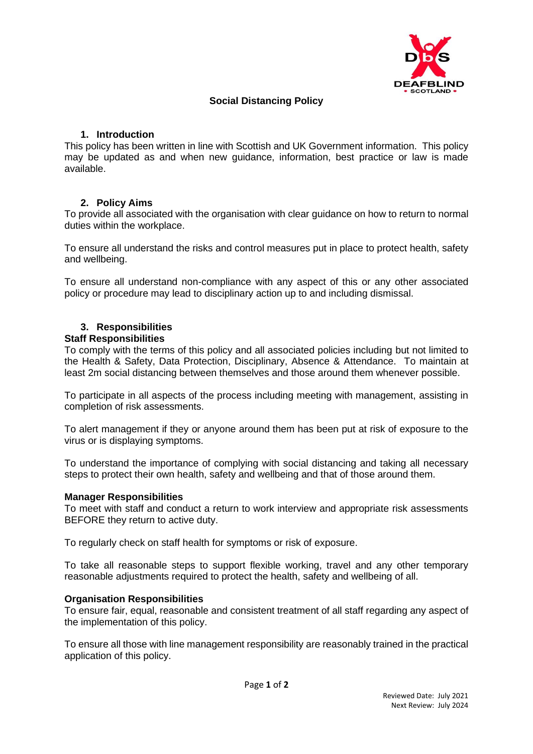# Social Distancing Policy

## 1. Introduction

This policy has been written in line with Scottish and UK Government information. This policy may be updated as and when new guidance, information, best practice or law is made available.

## 2. Policy Aims

To provide all associated with the organisation with clear guidance on how to return to normal duties within the workplace.

To ensure all understand the risks and control measures put in place to protect health, safety and wellbeing.

To ensure all understand non-compliance with any aspect of this or any other associated policy or procedure may lead to disciplinary action up to and including dismissal.

## 3. Responsibilities

### Staff Responsibilities

To comply with the terms of this policy and all associated policies including but not limited to the Health & Safety, Data Protection, Disciplinary, Absence & Attendance. To maintain at least 2m social distancing between themselves and those around them whenever possible.

To participate in all aspects of the process including meeting with management, assisting in completion of risk assessments.

To alert management if they or anyone around them has been put at risk of exposure to the virus or is displaying symptoms.

To understand the importance of complying with social distancing and taking all necessary steps to protect their own health, safety and wellbeing and that of those around them.

### Manager Responsibilities

To meet with staff and conduct a return to work interview and appropriate risk assessments BEFORE they return to active duty.

To regularly check on staff health for symptoms or risk of exposure.

To take all reasonable steps to support flexible working, travel and any other temporary reasonable adjustments required to protect the health, safety and wellbeing of all.

### Organisation Responsibilities

To ensure fair, equal, reasonable and consistent treatment of all staff regarding any aspect of the implementation of this policy.

To ensure all those with line management responsibility are reasonably trained in the practical application of this policy.

Reviewed Date: July 2021
Next Review: July 2024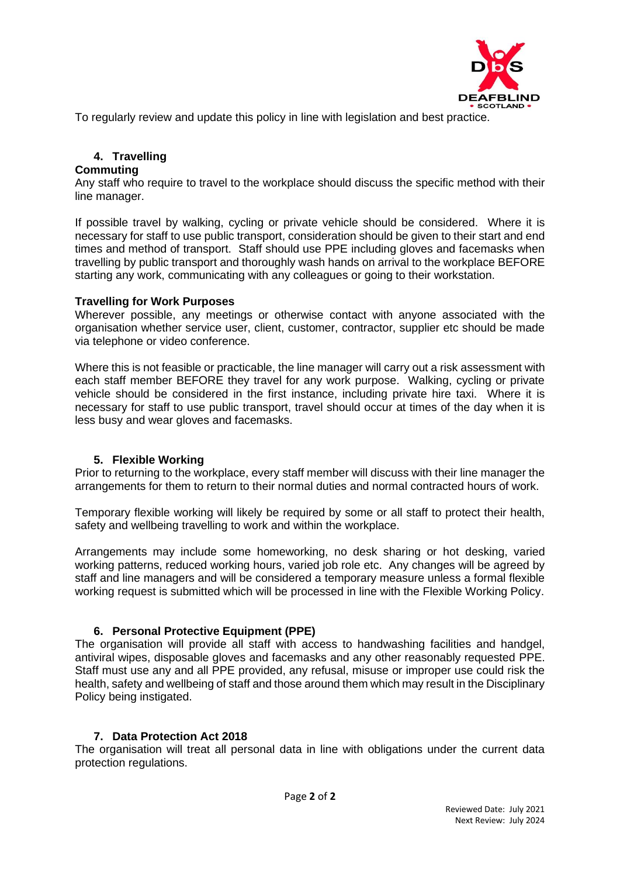To regularly review and update this policy in line with legislation and best practice.

## 4. Travelling

**Commuting**

Any staff who require to travel to the workplace should discuss the specific method with their line manager.

If possible travel by walking, cycling or private vehicle should be considered. Where it is necessary for staff to use public transport, consideration should be given to their start and end times and method of transport. Staff should use PPE including gloves and facemasks when travelling by public transport and thoroughly wash hands on arrival to the workplace BEFORE starting any work, communicating with any colleagues or going to their workstation.

**Travelling for Work Purposes**

Wherever possible, any meetings or otherwise contact with anyone associated with the organisation whether service user, client, customer, contractor, supplier etc should be made via telephone or video conference.

Where this is not feasible or practicable, the line manager will carry out a risk assessment with each staff member BEFORE they travel for any work purpose. Walking, cycling or private vehicle should be considered in the first instance, including private hire taxi. Where it is necessary for staff to use public transport, travel should occur at times of the day when it is less busy and wear gloves and facemasks.

## 5. Flexible Working

Prior to returning to the workplace, every staff member will discuss with their line manager the arrangements for them to return to their normal duties and normal contracted hours of work.

Temporary flexible working will likely be required by some or all staff to protect their health, safety and wellbeing travelling to work and within the workplace.

Arrangements may include some homeworking, no desk sharing or hot desking, varied working patterns, reduced working hours, varied job role etc. Any changes will be agreed by staff and line managers and will be considered a temporary measure unless a formal flexible working request is submitted which will be processed in line with the Flexible Working Policy.

## 6. Personal Protective Equipment (PPE)

The organisation will provide all staff with access to handwashing facilities and handgel, antiviral wipes, disposable gloves and facemasks and any other reasonably requested PPE. Staff must use any and all PPE provided, any refusal, misuse or improper use could risk the health, safety and wellbeing of staff and those around them which may result in the Disciplinary Policy being instigated.

## 7. Data Protection Act 2018

The organisation will treat all personal data in line with obligations under the current data protection regulations.

Reviewed Date: July 2021
Next Review: July 2024